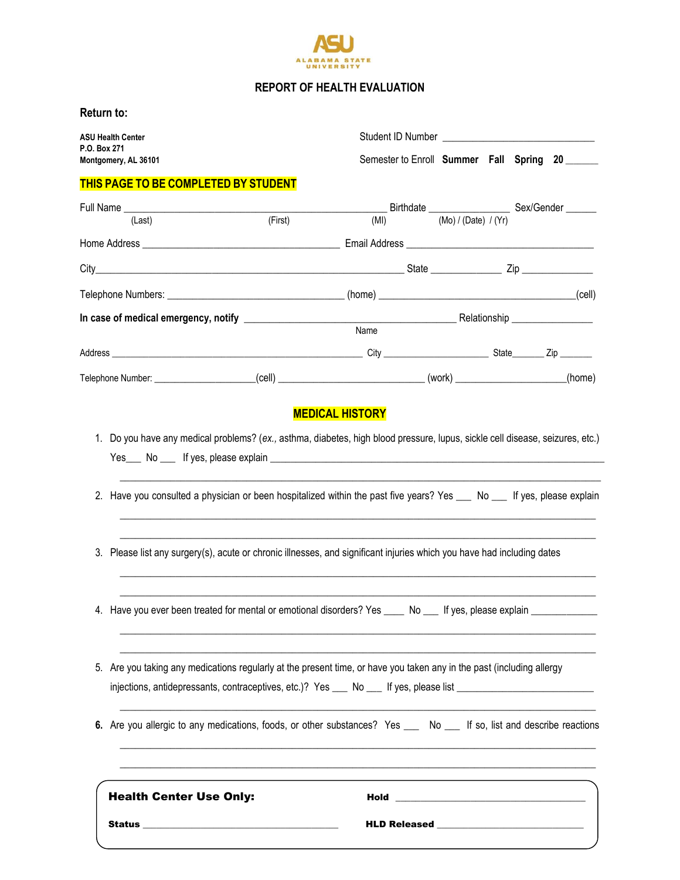ASU
ALABAMA STATE UNIVERSITY

# REPORT OF HEALTH EVALUATION

**Return to:**

**ASU Health Center**
**P.O. Box 271**
**Montgomery, AL 36101**

Student ID Number ______________________________

Semester to Enroll **Summer Fall Spring 20** ______

**THIS PAGE TO BE COMPLETED BY STUDENT**

Full Name ____________________________________________________ Birthdate ________________ Sex/Gender ______
(Last) (First) (MI) (Mo) / (Date) / (Yr)

Home Address ______________________________________ Email Address ____________________________________

City___________________________________________________________ State ______________ Zip ______________

Telephone Numbers: ___________________________________ (home) ______________________________________(cell)

**In case of medical emergency, notify** __________________________________________ Relationship ________________
Name

Address __________________________________________________ City _____________________ State_______ Zip _______

Telephone Number: ____________________(cell) ____________________________ (work) _____________________(home)

## MEDICAL HISTORY

1. Do you have any medical problems? (*ex.,* asthma, diabetes, high blood pressure, lupus, sickle cell disease, seizures, etc.)
   Yes___ No ___ If yes, please explain ______________________________________________________________________
   ______________________________________________________________________________________________

2. Have you consulted a physician or been hospitalized within the past five years? Yes ___ No ___ If yes, please explain
   ______________________________________________________________________________________________
   ______________________________________________________________________________________________

3. Please list any surgery(s), acute or chronic illnesses, and significant injuries which you have had including dates
   ______________________________________________________________________________________________
   ______________________________________________________________________________________________

4. Have you ever been treated for mental or emotional disorders? Yes ____ No ___ If yes, please explain _____________
   ______________________________________________________________________________________________
   ______________________________________________________________________________________________

5. Are you taking any medications regularly at the present time, or have you taken any in the past (including allergy injections, antidepressants, contraceptives, etc.)? Yes ___ No ___ If yes, please list ___________________________
   ______________________________________________________________________________________________

6. Are you allergic to any medications, foods, or other substances? Yes ___ No ___ If so, list and describe reactions
   ______________________________________________________________________________________________
   ______________________________________________________________________________________________

**Health Center Use Only:**

**Hold** ______________________________________

**Status** ______________________________________

**HLD Released** ______________________________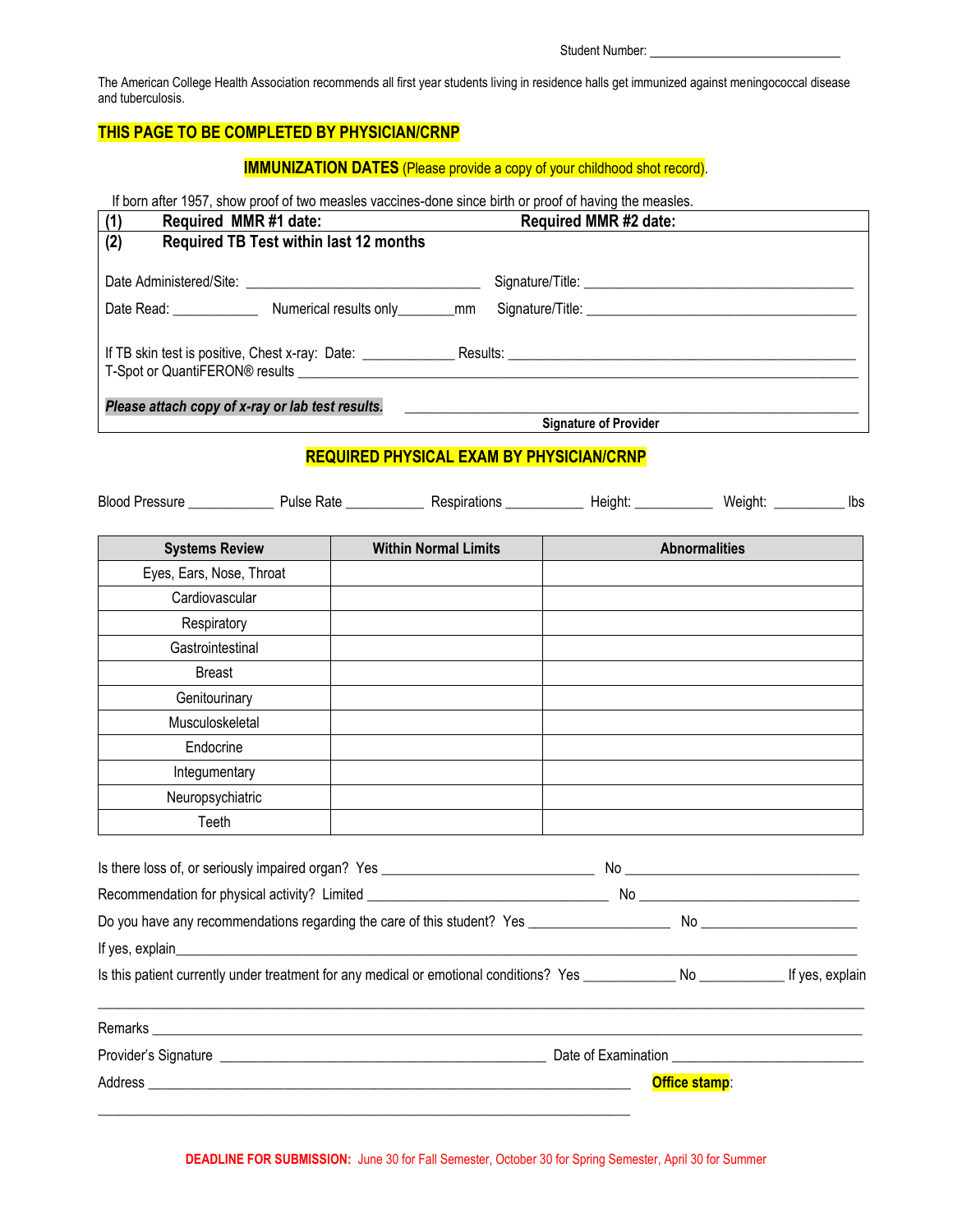Student Number: ____________________________

The American College Health Association recommends all first year students living in residence halls get immunized against meningococcal disease and tuberculosis.

**THIS PAGE TO BE COMPLETED BY PHYSICIAN/CRNP**

**IMMUNIZATION DATES** (Please provide a copy of your childhood shot record).

If born after 1957, show proof of two measles vaccines-done since birth or proof of having the measles.

**(1) Required MMR #1 date:** **Required MMR #2 date:**

**(2) Required TB Test within last 12 months**

Date Administered/Site: ______________________________ Signature/Title: ______________________________________

Date Read: ____________ Numerical results only________mm Signature/Title: ______________________________________

If TB skin test is positive, Chest x-ray: Date: ____________ Results: ______________________________________________
T-Spot or QuantiFERON® results ________________________________________________________________________

***Please attach copy of x-ray or lab test results.*** ______________________________________________________
**Signature of Provider**

**REQUIRED PHYSICAL EXAM BY PHYSICIAN/CRNP**

Blood Pressure ____________ Pulse Rate ___________ Respirations ___________ Height: ___________ Weight: __________ lbs

| Systems Review | Within Normal Limits | Abnormalities |
|---|---|---|
| Eyes, Ears, Nose, Throat | | |
| Cardiovascular | | |
| Respiratory | | |
| Gastrointestinal | | |
| Breast | | |
| Genitourinary | | |
| Musculoskeletal | | |
| Endocrine | | |
| Integumentary | | |
| Neuropsychiatric | | |
| Teeth | | |

Is there loss of, or seriously impaired organ? Yes ____________________________ No _________________________________

Recommendation for physical activity? Limited _________________________________ No ______________________________

Do you have any recommendations regarding the care of this student? Yes __________________ No _____________________

If yes, explain_________________________________________________________________________________________

Is this patient currently under treatment for any medical or emotional conditions? Yes ____________ No ___________ If yes, explain

________________________________________________________________________________________________

Remarks _______________________________________________________________________________________

Provider's Signature ____________________________________________ Date of Examination __________________________

Address ______________________________________________________________________ **Office stamp**:

_______________________________________________________________________

**DEADLINE FOR SUBMISSION:** June 30 for Fall Semester, October 30 for Spring Semester, April 30 for Summer